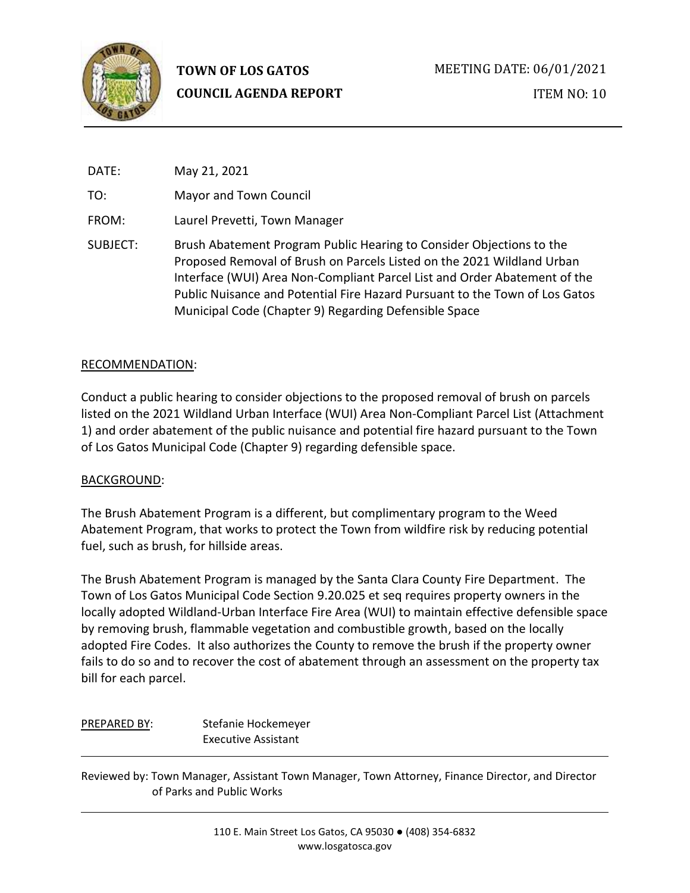**TOWN OF LOS GATOS**
**COUNCIL AGENDA REPORT**

MEETING DATE: 06/01/2021

ITEM NO: 10

DATE: May 21, 2021

TO: Mayor and Town Council

FROM: Laurel Prevetti, Town Manager

SUBJECT: Brush Abatement Program Public Hearing to Consider Objections to the Proposed Removal of Brush on Parcels Listed on the 2021 Wildland Urban Interface (WUI) Area Non-Compliant Parcel List and Order Abatement of the Public Nuisance and Potential Fire Hazard Pursuant to the Town of Los Gatos Municipal Code (Chapter 9) Regarding Defensible Space

## RECOMMENDATION:

Conduct a public hearing to consider objections to the proposed removal of brush on parcels listed on the 2021 Wildland Urban Interface (WUI) Area Non-Compliant Parcel List (Attachment 1) and order abatement of the public nuisance and potential fire hazard pursuant to the Town of Los Gatos Municipal Code (Chapter 9) regarding defensible space.

## BACKGROUND:

The Brush Abatement Program is a different, but complimentary program to the Weed Abatement Program, that works to protect the Town from wildfire risk by reducing potential fuel, such as brush, for hillside areas.

The Brush Abatement Program is managed by the Santa Clara County Fire Department. The Town of Los Gatos Municipal Code Section 9.20.025 et seq requires property owners in the locally adopted Wildland-Urban Interface Fire Area (WUI) to maintain effective defensible space by removing brush, flammable vegetation and combustible growth, based on the locally adopted Fire Codes. It also authorizes the County to remove the brush if the property owner fails to do so and to recover the cost of abatement through an assessment on the property tax bill for each parcel.

PREPARED BY: Stefanie Hockemeyer
Executive Assistant

Reviewed by: Town Manager, Assistant Town Manager, Town Attorney, Finance Director, and Director of Parks and Public Works

110 E. Main Street Los Gatos, CA 95030 ● (408) 354-6832
www.losgatosca.gov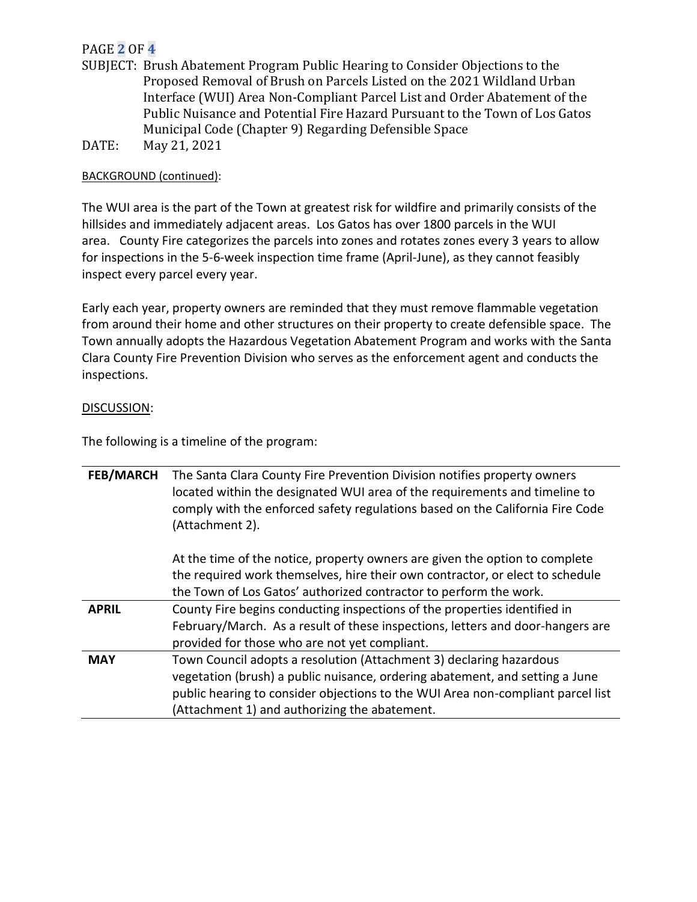SUBJECT: Brush Abatement Program Public Hearing to Consider Objections to the Proposed Removal of Brush on Parcels Listed on the 2021 Wildland Urban Interface (WUI) Area Non-Compliant Parcel List and Order Abatement of the Public Nuisance and Potential Fire Hazard Pursuant to the Town of Los Gatos Municipal Code (Chapter 9) Regarding Defensible Space

DATE: May 21, 2021

BACKGROUND (continued):

The WUI area is the part of the Town at greatest risk for wildfire and primarily consists of the hillsides and immediately adjacent areas. Los Gatos has over 1800 parcels in the WUI area. County Fire categorizes the parcels into zones and rotates zones every 3 years to allow for inspections in the 5-6-week inspection time frame (April-June), as they cannot feasibly inspect every parcel every year.

Early each year, property owners are reminded that they must remove flammable vegetation from around their home and other structures on their property to create defensible space. The Town annually adopts the Hazardous Vegetation Abatement Program and works with the Santa Clara County Fire Prevention Division who serves as the enforcement agent and conducts the inspections.

DISCUSSION:

The following is a timeline of the program:

| | |
|---|---|
| **FEB/MARCH** | The Santa Clara County Fire Prevention Division notifies property owners located within the designated WUI area of the requirements and timeline to comply with the enforced safety regulations based on the California Fire Code (Attachment 2).<br><br>At the time of the notice, property owners are given the option to complete the required work themselves, hire their own contractor, or elect to schedule the Town of Los Gatos' authorized contractor to perform the work. |
| **APRIL** | County Fire begins conducting inspections of the properties identified in February/March. As a result of these inspections, letters and door-hangers are provided for those who are not yet compliant. |
| **MAY** | Town Council adopts a resolution (Attachment 3) declaring hazardous vegetation (brush) a public nuisance, ordering abatement, and setting a June public hearing to consider objections to the WUI Area non-compliant parcel list (Attachment 1) and authorizing the abatement. |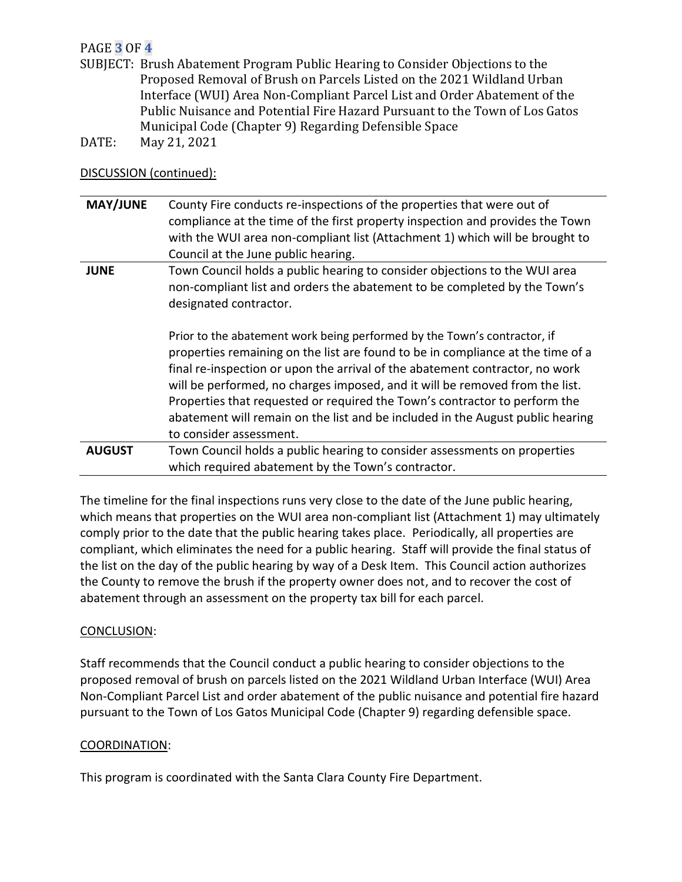SUBJECT: Brush Abatement Program Public Hearing to Consider Objections to the Proposed Removal of Brush on Parcels Listed on the 2021 Wildland Urban Interface (WUI) Area Non-Compliant Parcel List and Order Abatement of the Public Nuisance and Potential Fire Hazard Pursuant to the Town of Los Gatos Municipal Code (Chapter 9) Regarding Defensible Space

DATE: May 21, 2021

DISCUSSION (continued):

| | |
|---|---|
| **MAY/JUNE** | County Fire conducts re-inspections of the properties that were out of compliance at the time of the first property inspection and provides the Town with the WUI area non-compliant list (Attachment 1) which will be brought to Council at the June public hearing. |
| **JUNE** | Town Council holds a public hearing to consider objections to the WUI area non-compliant list and orders the abatement to be completed by the Town's designated contractor.<br><br>Prior to the abatement work being performed by the Town's contractor, if properties remaining on the list are found to be in compliance at the time of a final re-inspection or upon the arrival of the abatement contractor, no work will be performed, no charges imposed, and it will be removed from the list. Properties that requested or required the Town's contractor to perform the abatement will remain on the list and be included in the August public hearing to consider assessment. |
| **AUGUST** | Town Council holds a public hearing to consider assessments on properties which required abatement by the Town's contractor. |

The timeline for the final inspections runs very close to the date of the June public hearing, which means that properties on the WUI area non-compliant list (Attachment 1) may ultimately comply prior to the date that the public hearing takes place. Periodically, all properties are compliant, which eliminates the need for a public hearing. Staff will provide the final status of the list on the day of the public hearing by way of a Desk Item. This Council action authorizes the County to remove the brush if the property owner does not, and to recover the cost of abatement through an assessment on the property tax bill for each parcel.

CONCLUSION:

Staff recommends that the Council conduct a public hearing to consider objections to the proposed removal of brush on parcels listed on the 2021 Wildland Urban Interface (WUI) Area Non-Compliant Parcel List and order abatement of the public nuisance and potential fire hazard pursuant to the Town of Los Gatos Municipal Code (Chapter 9) regarding defensible space.

COORDINATION:

This program is coordinated with the Santa Clara County Fire Department.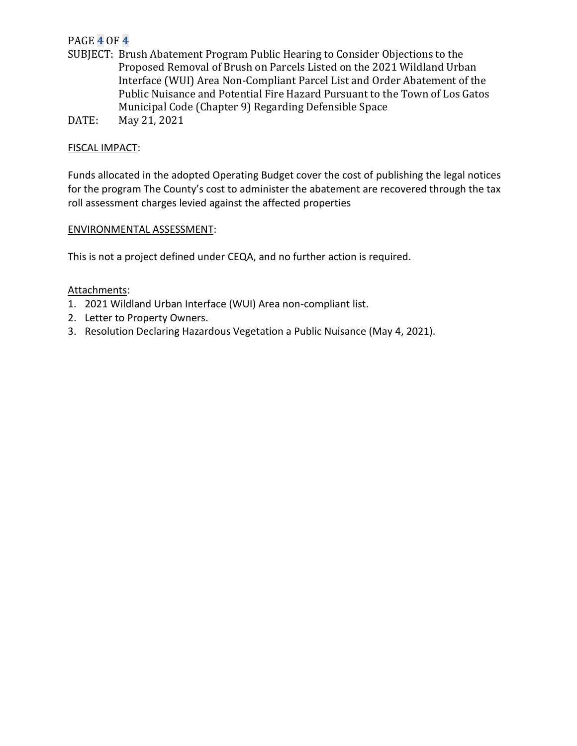FISCAL IMPACT:

Funds allocated in the adopted Operating Budget cover the cost of publishing the legal notices for the program The County's cost to administer the abatement are recovered through the tax roll assessment charges levied against the affected properties

ENVIRONMENTAL ASSESSMENT:

This is not a project defined under CEQA, and no further action is required.

Attachments:

1. 2021 Wildland Urban Interface (WUI) Area non-compliant list.
2. Letter to Property Owners.
3. Resolution Declaring Hazardous Vegetation a Public Nuisance (May 4, 2021).